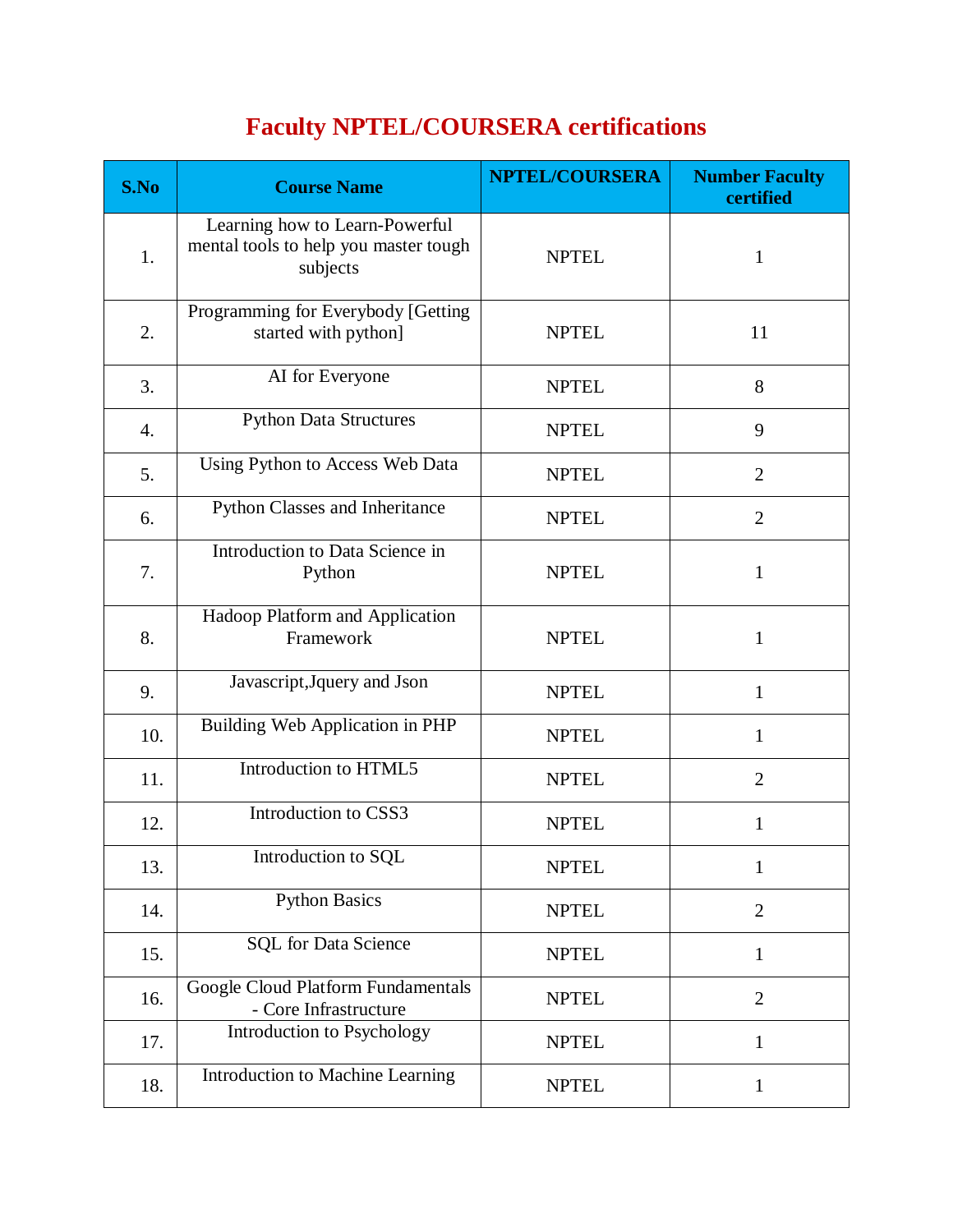# Faculty NPTEL/COURSERA certifications

| S.No | Course Name | NPTEL/COURSERA | Number Faculty certified |
|---|---|---|---|
| 1. | Learning how to Learn-Powerful mental tools to help you master tough subjects | NPTEL | 1 |
| 2. | Programming for Everybody [Getting started with python] | NPTEL | 11 |
| 3. | AI for Everyone | NPTEL | 8 |
| 4. | Python Data Structures | NPTEL | 9 |
| 5. | Using Python to Access Web Data | NPTEL | 2 |
| 6. | Python Classes and Inheritance | NPTEL | 2 |
| 7. | Introduction to Data Science in Python | NPTEL | 1 |
| 8. | Hadoop Platform and Application Framework | NPTEL | 1 |
| 9. | Javascript,Jquery and Json | NPTEL | 1 |
| 10. | Building Web Application in PHP | NPTEL | 1 |
| 11. | Introduction to HTML5 | NPTEL | 2 |
| 12. | Introduction to CSS3 | NPTEL | 1 |
| 13. | Introduction to SQL | NPTEL | 1 |
| 14. | Python Basics | NPTEL | 2 |
| 15. | SQL for Data Science | NPTEL | 1 |
| 16. | Google Cloud Platform Fundamentals - Core Infrastructure | NPTEL | 2 |
| 17. | Introduction to Psychology | NPTEL | 1 |
| 18. | Introduction to Machine Learning | NPTEL | 1 |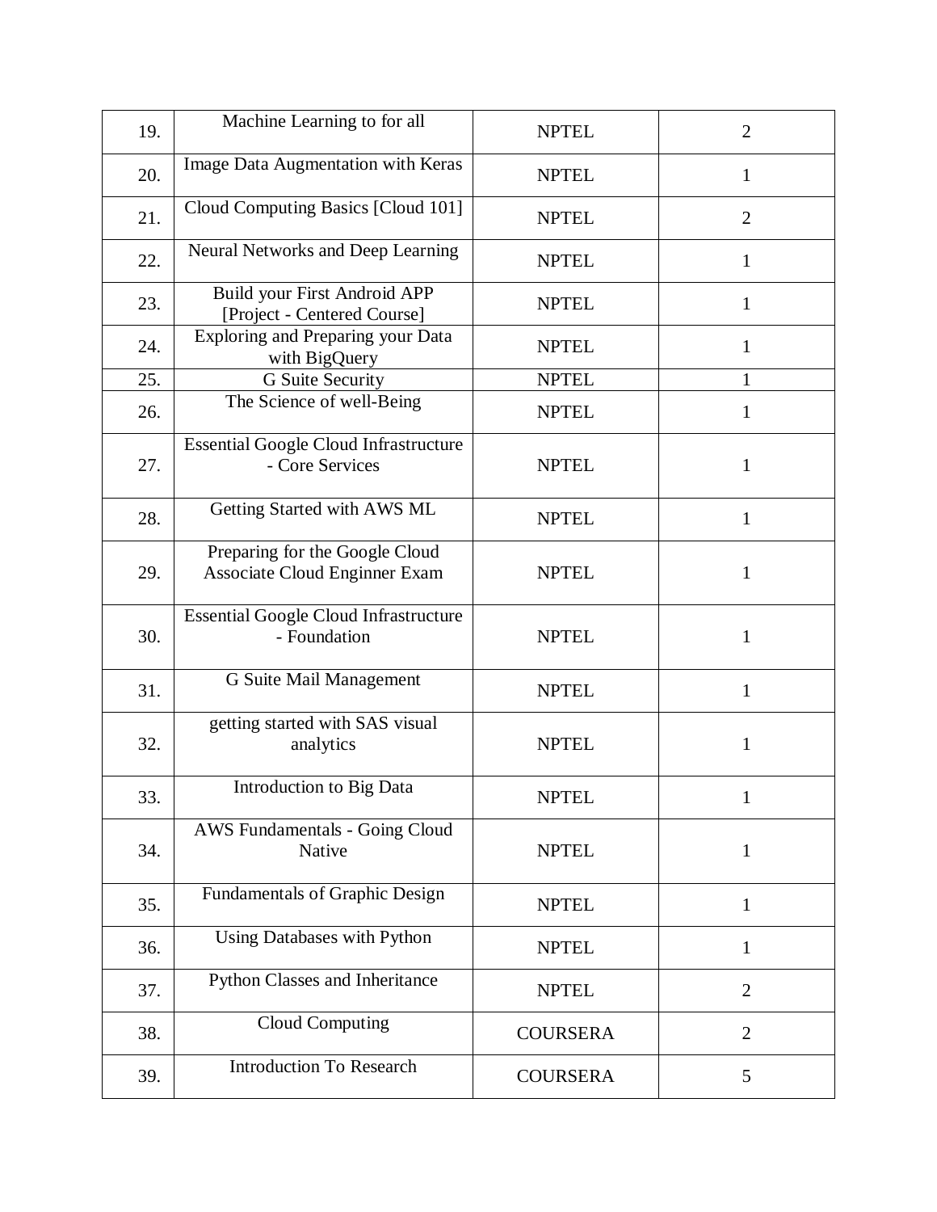| | | | |
|---|---|---|---|
| 19. | Machine Learning to for all | NPTEL | 2 |
| 20. | Image Data Augmentation with Keras | NPTEL | 1 |
| 21. | Cloud Computing Basics [Cloud 101] | NPTEL | 2 |
| 22. | Neural Networks and Deep Learning | NPTEL | 1 |
| 23. | Build your First Android APP [Project - Centered Course] | NPTEL | 1 |
| 24. | Exploring and Preparing your Data with BigQuery | NPTEL | 1 |
| 25. | G Suite Security | NPTEL | 1 |
| 26. | The Science of well-Being | NPTEL | 1 |
| 27. | Essential Google Cloud Infrastructure - Core Services | NPTEL | 1 |
| 28. | Getting Started with AWS ML | NPTEL | 1 |
| 29. | Preparing for the Google Cloud Associate Cloud Enginner Exam | NPTEL | 1 |
| 30. | Essential Google Cloud Infrastructure - Foundation | NPTEL | 1 |
| 31. | G Suite Mail Management | NPTEL | 1 |
| 32. | getting started with SAS visual analytics | NPTEL | 1 |
| 33. | Introduction to Big Data | NPTEL | 1 |
| 34. | AWS Fundamentals - Going Cloud Native | NPTEL | 1 |
| 35. | Fundamentals of Graphic Design | NPTEL | 1 |
| 36. | Using Databases with Python | NPTEL | 1 |
| 37. | Python Classes and Inheritance | NPTEL | 2 |
| 38. | Cloud Computing | COURSERA | 2 |
| 39. | Introduction To Research | COURSERA | 5 |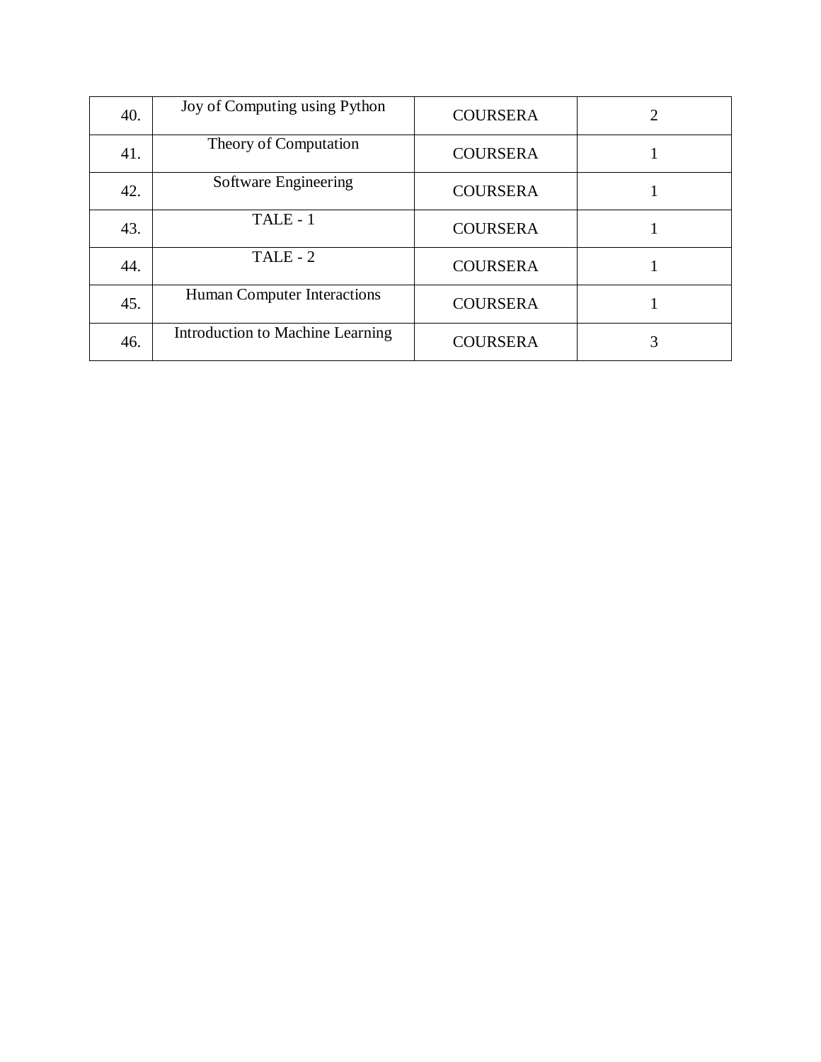| | | | |
|---|---|---|---|
| 40. | Joy of Computing using Python | COURSERA | 2 |
| 41. | Theory of Computation | COURSERA | 1 |
| 42. | Software Engineering | COURSERA | 1 |
| 43. | TALE - 1 | COURSERA | 1 |
| 44. | TALE - 2 | COURSERA | 1 |
| 45. | Human Computer Interactions | COURSERA | 1 |
| 46. | Introduction to Machine Learning | COURSERA | 3 |